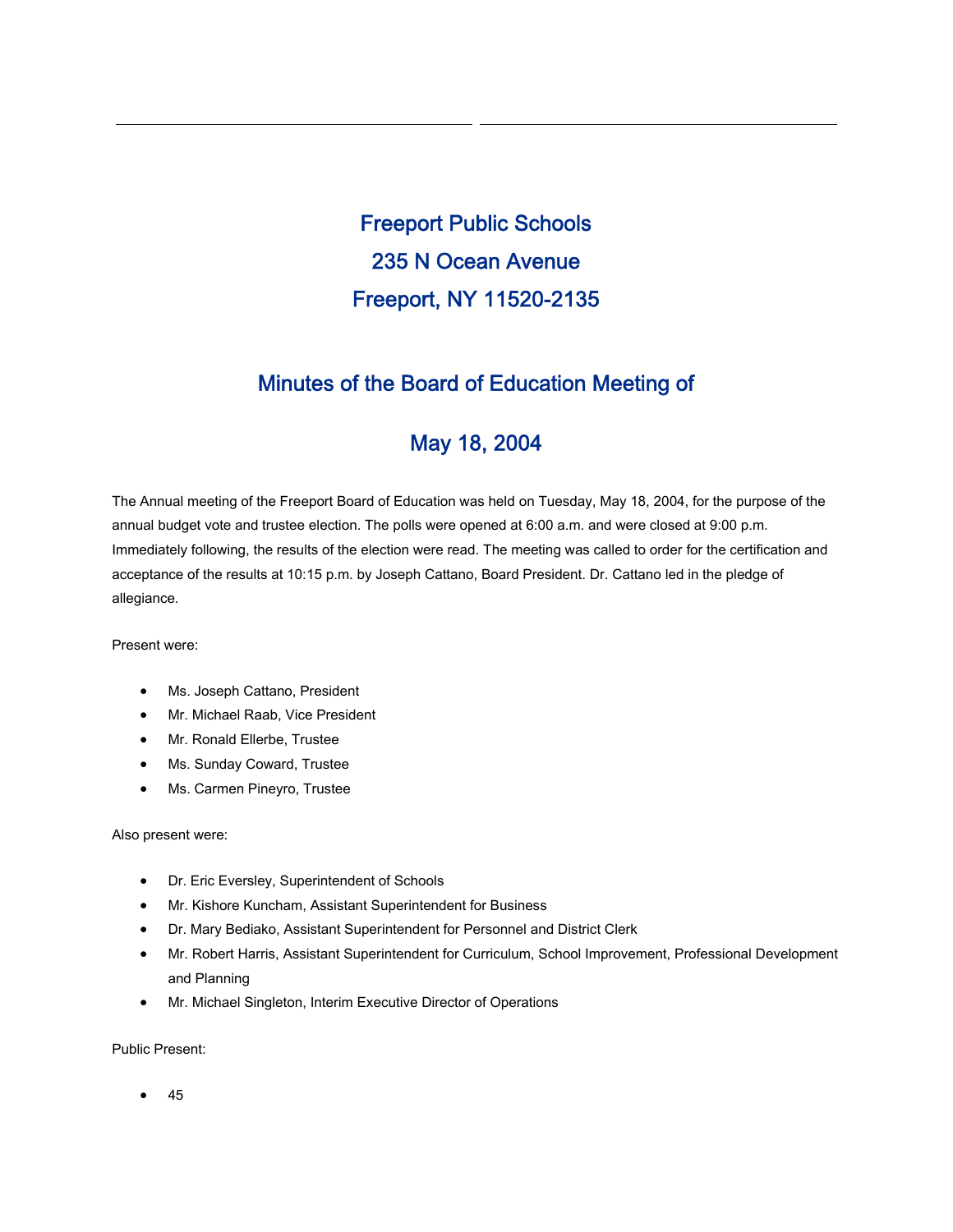# Freeport Public Schools

# 235 N Ocean Avenue

# Freeport, NY 11520-2135

## Minutes of the Board of Education Meeting of

## May 18, 2004

The Annual meeting of the Freeport Board of Education was held on Tuesday, May 18, 2004, for the purpose of the annual budget vote and trustee election. The polls were opened at 6:00 a.m. and were closed at 9:00 p.m. Immediately following, the results of the election were read. The meeting was called to order for the certification and acceptance of the results at 10:15 p.m. by Joseph Cattano, Board President. Dr. Cattano led in the pledge of allegiance.

Present were:

- Ms. Joseph Cattano, President
- Mr. Michael Raab, Vice President
- Mr. Ronald Ellerbe, Trustee
- Ms. Sunday Coward, Trustee
- Ms. Carmen Pineyro, Trustee

Also present were:

- Dr. Eric Eversley, Superintendent of Schools
- Mr. Kishore Kuncham, Assistant Superintendent for Business
- Dr. Mary Bediako, Assistant Superintendent for Personnel and District Clerk
- Mr. Robert Harris, Assistant Superintendent for Curriculum, School Improvement, Professional Development and Planning
- Mr. Michael Singleton, Interim Executive Director of Operations

Public Present:

- 45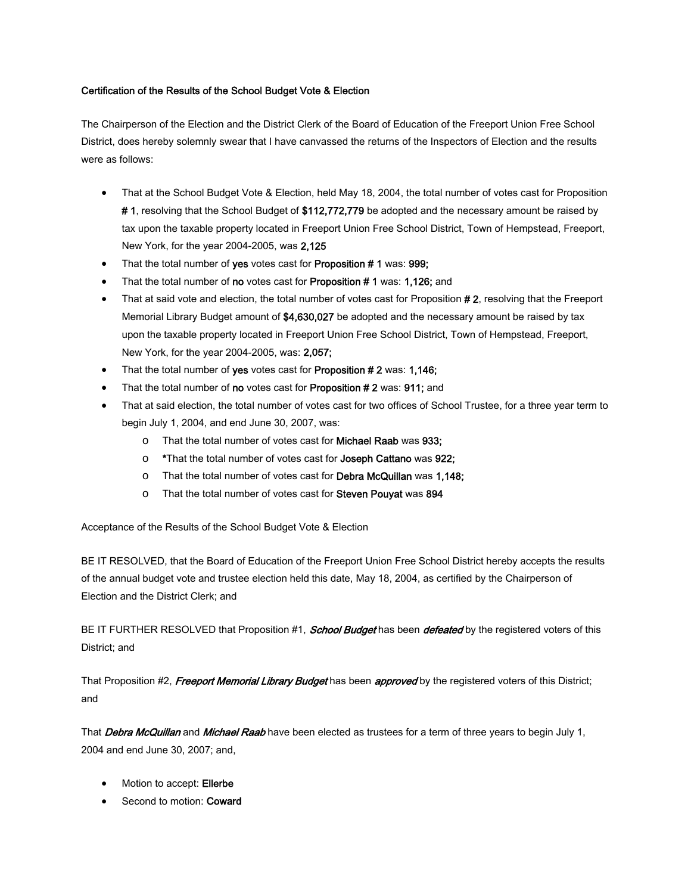**Certification of the Results of the School Budget Vote & Election**

The Chairperson of the Election and the District Clerk of the Board of Education of the Freeport Union Free School District, does hereby solemnly swear that I have canvassed the returns of the Inspectors of Election and the results were as follows:

- That at the School Budget Vote & Election, held May 18, 2004, the total number of votes cast for Proposition **# 1**, resolving that the School Budget of **$112,772,779** be adopted and the necessary amount be raised by tax upon the taxable property located in Freeport Union Free School District, Town of Hempstead, Freeport, New York, for the year 2004-2005, was **2,125**
- That the total number of **yes** votes cast for **Proposition # 1** was: **999;**
- That the total number of **no** votes cast for **Proposition # 1** was: **1,126;** and
- That at said vote and election, the total number of votes cast for Proposition **# 2**, resolving that the Freeport Memorial Library Budget amount of **$4,630,027** be adopted and the necessary amount be raised by tax upon the taxable property located in Freeport Union Free School District, Town of Hempstead, Freeport, New York, for the year 2004-2005, was: **2,057;**
- That the total number of **yes** votes cast for **Proposition # 2** was: **1,146;**
- That the total number of **no** votes cast for **Proposition # 2** was: **911;** and
- That at said election, the total number of votes cast for two offices of School Trustee, for a three year term to begin July 1, 2004, and end June 30, 2007, was:
  - That the total number of votes cast for **Michael Raab** was **933;**
  - ***That the total number of votes cast for **Joseph Cattano** was **922;**
  - That the total number of votes cast for **Debra McQuillan** was **1,148;**
  - That the total number of votes cast for **Steven Pouyat** was **894**

Acceptance of the Results of the School Budget Vote & Election

BE IT RESOLVED, that the Board of Education of the Freeport Union Free School District hereby accepts the results of the annual budget vote and trustee election held this date, May 18, 2004, as certified by the Chairperson of Election and the District Clerk; and

BE IT FURTHER RESOLVED that Proposition #1, ***School Budget*** has been ***defeated*** by the registered voters of this District; and

That Proposition #2, ***Freeport Memorial Library Budget*** has been ***approved*** by the registered voters of this District; and

That ***Debra McQuillan*** and ***Michael Raab*** have been elected as trustees for a term of three years to begin July 1, 2004 and end June 30, 2007; and,

- Motion to accept: **Ellerbe**
- Second to motion: **Coward**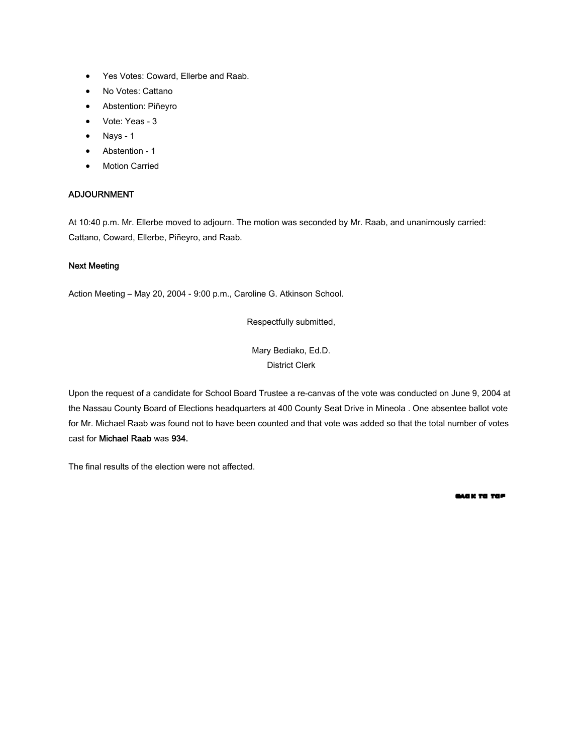- Yes Votes: Coward, Ellerbe and Raab.
- No Votes: Cattano
- Abstention: Piñeyro
- Vote: Yeas - 3
- Nays - 1
- Abstention - 1
- Motion Carried

## ADJOURNMENT

At 10:40 p.m. Mr. Ellerbe moved to adjourn. The motion was seconded by Mr. Raab, and unanimously carried: Cattano, Coward, Ellerbe, Piñeyro, and Raab.

## Next Meeting

Action Meeting – May 20, 2004 - 9:00 p.m., Caroline G. Atkinson School.

Respectfully submitted,

Mary Bediako, Ed.D.
District Clerk

Upon the request of a candidate for School Board Trustee a re-canvas of the vote was conducted on June 9, 2004 at the Nassau County Board of Elections headquarters at 400 County Seat Drive in Mineola . One absentee ballot vote for Mr. Michael Raab was found not to have been counted and that vote was added so that the total number of votes cast for **Michael Raab** was **934.**

The final results of the election were not affected.

BACK TO TOP